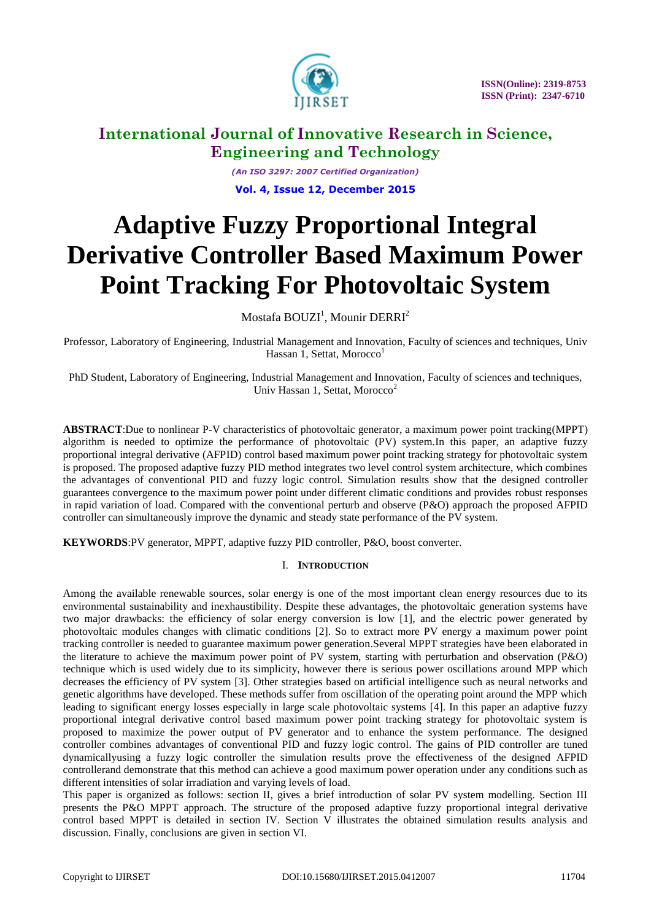# International Journal of Innovative Research in Science, Engineering and Technology

*(An ISO 3297: 2007 Certified Organization)*

**Vol. 4, Issue 12, December 2015**

# Adaptive Fuzzy Proportional Integral Derivative Controller Based Maximum Power Point Tracking For Photovoltaic System

Mostafa BOUZI[1], Mounir DERRI[2]

Professor, Laboratory of Engineering, Industrial Management and Innovation, Faculty of sciences and techniques, Univ Hassan 1, Settat, Morocco[1]

PhD Student, Laboratory of Engineering, Industrial Management and Innovation, Faculty of sciences and techniques, Univ Hassan 1, Settat, Morocco[2]

**ABSTRACT**:Due to nonlinear P-V characteristics of photovoltaic generator, a maximum power point tracking(MPPT) algorithm is needed to optimize the performance of photovoltaic (PV) system.In this paper, an adaptive fuzzy proportional integral derivative (AFPID) control based maximum power point tracking strategy for photovoltaic system is proposed. The proposed adaptive fuzzy PID method integrates two level control system architecture, which combines the advantages of conventional PID and fuzzy logic control. Simulation results show that the designed controller guarantees convergence to the maximum power point under different climatic conditions and provides robust responses in rapid variation of load. Compared with the conventional perturb and observe (P&O) approach the proposed AFPID controller can simultaneously improve the dynamic and steady state performance of the PV system.

**KEYWORDS**:PV generator, MPPT, adaptive fuzzy PID controller, P&O, boost converter.

## I. INTRODUCTION

Among the available renewable sources, solar energy is one of the most important clean energy resources due to its environmental sustainability and inexhaustibility. Despite these advantages, the photovoltaic generation systems have two major drawbacks: the efficiency of solar energy conversion is low [1], and the electric power generated by photovoltaic modules changes with climatic conditions [2]. So to extract more PV energy a maximum power point tracking controller is needed to guarantee maximum power generation.Several MPPT strategies have been elaborated in the literature to achieve the maximum power point of PV system, starting with perturbation and observation (P&O) technique which is used widely due to its simplicity, however there is serious power oscillations around MPP which decreases the efficiency of PV system [3]. Other strategies based on artificial intelligence such as neural networks and genetic algorithms have developed. These methods suffer from oscillation of the operating point around the MPP which leading to significant energy losses especially in large scale photovoltaic systems [4]. In this paper an adaptive fuzzy proportional integral derivative control based maximum power point tracking strategy for photovoltaic system is proposed to maximize the power output of PV generator and to enhance the system performance. The designed controller combines advantages of conventional PID and fuzzy logic control. The gains of PID controller are tuned dynamicallyusing a fuzzy logic controller the simulation results prove the effectiveness of the designed AFPID controllerand demonstrate that this method can achieve a good maximum power operation under any conditions such as different intensities of solar irradiation and varying levels of load.

This paper is organized as follows: section II, gives a brief introduction of solar PV system modelling. Section III presents the P&O MPPT approach. The structure of the proposed adaptive fuzzy proportional integral derivative control based MPPT is detailed in section IV. Section V illustrates the obtained simulation results analysis and discussion. Finally, conclusions are given in section VI.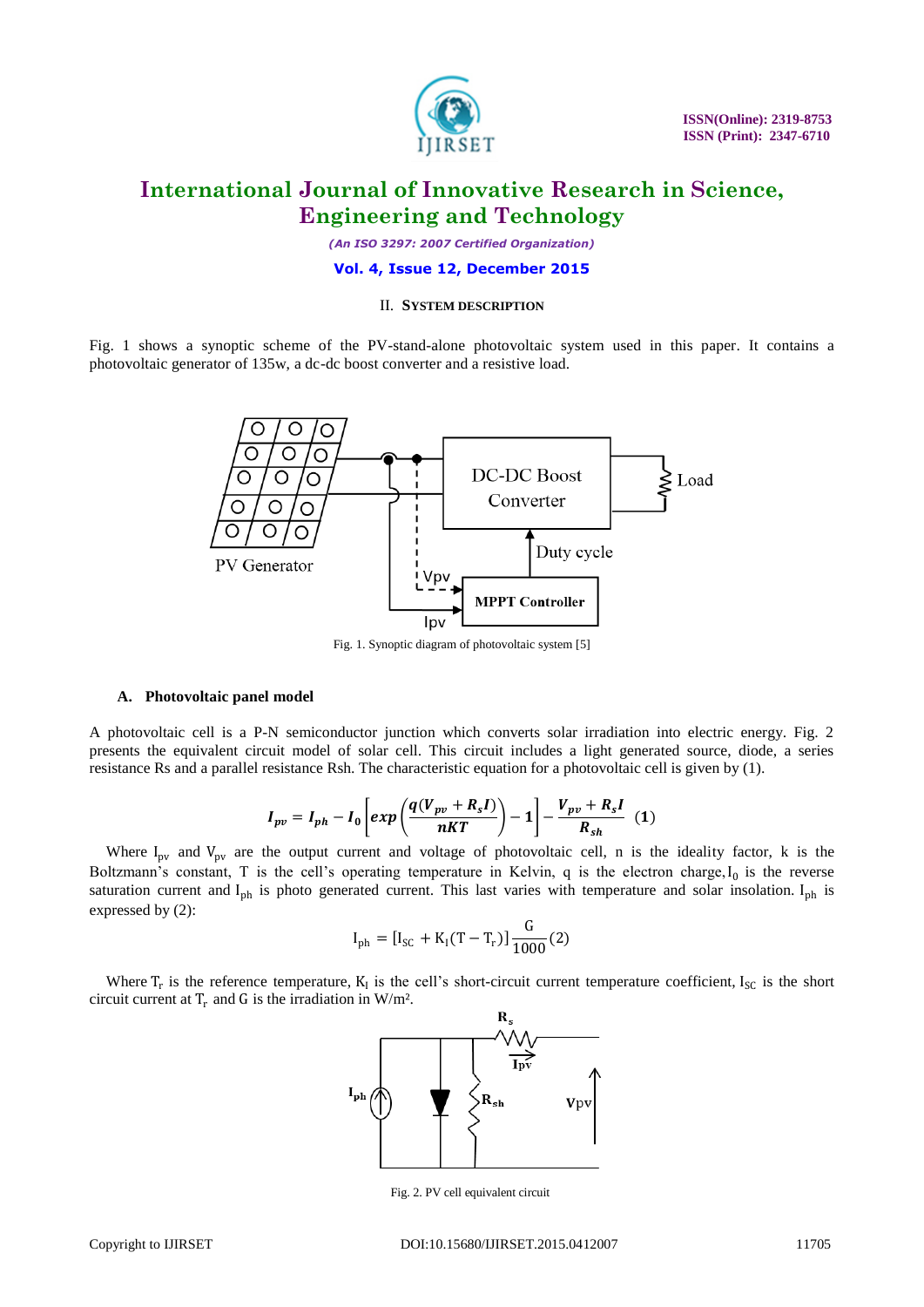## II. SYSTEM DESCRIPTION

Fig. 1 shows a synoptic scheme of the PV-stand-alone photovoltaic system used in this paper. It contains a photovoltaic generator of 135w, a dc-dc boost converter and a resistive load.

Fig. 1. Synoptic diagram of photovoltaic system [5]

### A. Photovoltaic panel model

A photovoltaic cell is a P-N semiconductor junction which converts solar irradiation into electric energy. Fig. 2 presents the equivalent circuit model of solar cell. This circuit includes a light generated source, diode, a series resistance Rs and a parallel resistance Rsh. The characteristic equation for a photovoltaic cell is given by (1).

$$I_{pv} = I_{ph} - I_0\left[exp\left(\frac{q(V_{pv}+R_sI)}{nKT}\right)-1\right] - \frac{V_{pv}+R_sI}{R_{sh}} \quad (1)$$

Where $I_{pv}$ and $V_{pv}$ are the output current and voltage of photovoltaic cell, n is the ideality factor, k is the Boltzmann's constant, T is the cell's operating temperature in Kelvin, q is the electron charge, $I_0$ is the reverse saturation current and $I_{ph}$ is photo generated current. This last varies with temperature and solar insolation. $I_{ph}$ is expressed by (2):

$$I_{ph} = [I_{SC} + K_I(T - T_r)]\frac{G}{1000} \quad (2)$$

Where $T_r$ is the reference temperature, $K_I$ is the cell's short-circuit current temperature coefficient, $I_{SC}$ is the short circuit current at $T_r$ and G is the irradiation in W/m².

Fig. 2. PV cell equivalent circuit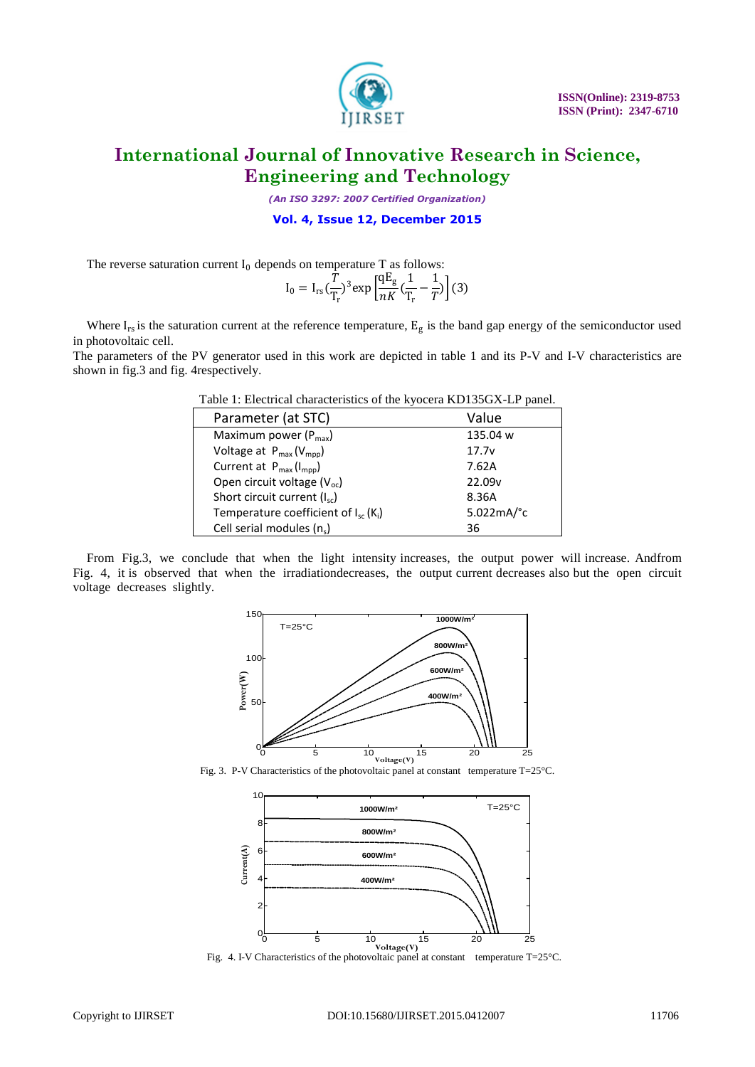The reverse saturation current $I_0$ depends on temperature T as follows:

$$I_0 = I_{rs}(\frac{T}{T_r})^3 \exp\left[\frac{qE_g}{nK}(\frac{1}{T_r} - \frac{1}{T})\right] \quad (3)$$

Where $I_{rs}$ is the saturation current at the reference temperature, $E_g$ is the band gap energy of the semiconductor used in photovoltaic cell.

The parameters of the PV generator used in this work are depicted in table 1 and its P-V and I-V characteristics are shown in fig.3 and fig. 4respectively.

Table 1: Electrical characteristics of the kyocera KD135GX-LP panel.

| Parameter (at STC) | Value |
|---|---|
| Maximum power ($P_{max}$) | 135.04 w |
| Voltage at $P_{max}$ ($V_{mpp}$) | 17.7v |
| Current at $P_{max}$ ($I_{mpp}$) | 7.62A |
| Open circuit voltage ($V_{oc}$) | 22.09v |
| Short circuit current ($I_{sc}$) | 8.36A |
| Temperature coefficient of $I_{sc}$ ($K_i$) | 5.022mA/°c |
| Cell serial modules ($n_s$) | 36 |

From Fig.3, we conclude that when the light intensity increases, the output power will increase. Andfrom Fig. 4, it is observed that when the irradiationdecreases, the output current decreases also but the open circuit voltage decreases slightly.

Fig. 3. P-V Characteristics of the photovoltaic panel at constant temperature T=25°C.

Fig. 4. I-V Characteristics of the photovoltaic panel at constant temperature T=25°C.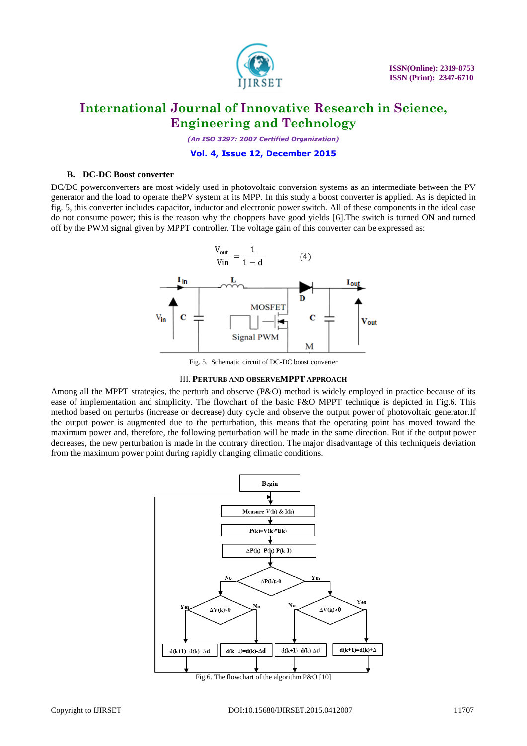### B. DC-DC Boost converter

DC/DC powerconverters are most widely used in photovoltaic conversion systems as an intermediate between the PV generator and the load to operate thePV system at its MPP. In this study a boost converter is applied. As is depicted in fig. 5, this converter includes capacitor, inductor and electronic power switch. All of these components in the ideal case do not consume power; this is the reason why the choppers have good yields [6].The switch is turned ON and turned off by the PWM signal given by MPPT controller. The voltage gain of this converter can be expressed as:

$$\frac{V_{out}}{Vin} = \frac{1}{1-d} \qquad (4)$$

Fig. 5. Schematic circuit of DC-DC boost converter

## III. PERTURB AND OBSERVEMPPT APPROACH

Among all the MPPT strategies, the perturb and observe (P&O) method is widely employed in practice because of its ease of implementation and simplicity. The flowchart of the basic P&O MPPT technique is depicted in Fig.6. This method based on perturbs (increase or decrease) duty cycle and observe the output power of photovoltaic generator.If the output power is augmented due to the perturbation, this means that the operating point has moved toward the maximum power and, therefore, the following perturbation will be made in the same direction. But if the output power decreases, the new perturbation is made in the contrary direction. The major disadvantage of this techniqueis deviation from the maximum power point during rapidly changing climatic conditions.

Fig.6. The flowchart of the algorithm P&O [10]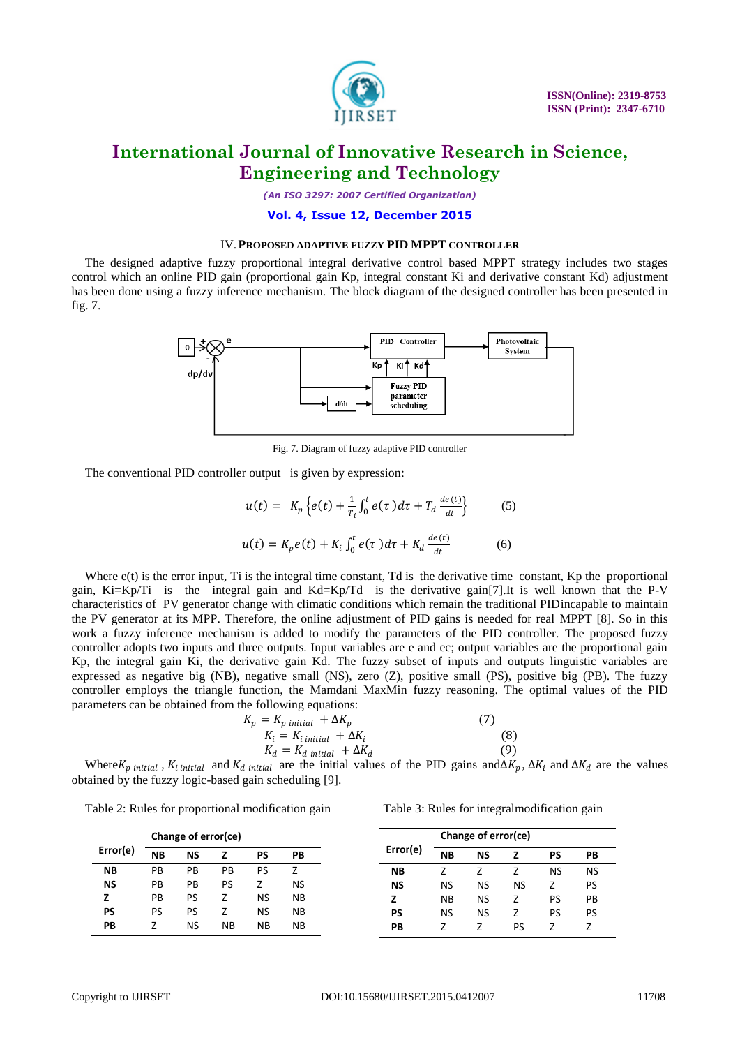## IV. PROPOSED ADAPTIVE FUZZY PID MPPT CONTROLLER

The designed adaptive fuzzy proportional integral derivative control based MPPT strategy includes two stages control which an online PID gain (proportional gain Kp, integral constant Ki and derivative constant Kd) adjustment has been done using a fuzzy inference mechanism. The block diagram of the designed controller has been presented in fig. 7.

Fig. 7. Diagram of fuzzy adaptive PID controller

The conventional PID controller output is given by expression:

$$u(t) = K_p \left\{ e(t) + \frac{1}{T_i} \int_0^t e(\tau) d\tau + T_d \frac{de(t)}{dt} \right\} \qquad (5)$$

$$u(t) = K_p e(t) + K_i \int_0^t e(\tau) d\tau + K_d \frac{de(t)}{dt} \qquad (6)$$

Where e(t) is the error input, Ti is the integral time constant, Td is the derivative time constant, Kp the proportional gain, Ki=Kp/Ti is the integral gain and Kd=Kp/Td is the derivative gain[7].It is well known that the P-V characteristics of PV generator change with climatic conditions which remain the traditional PIDincapable to maintain the PV generator at its MPP. Therefore, the online adjustment of PID gains is needed for real MPPT [8]. So in this work a fuzzy inference mechanism is added to modify the parameters of the PID controller. The proposed fuzzy controller adopts two inputs and three outputs. Input variables are e and ec; output variables are the proportional gain Kp, the integral gain Ki, the derivative gain Kd. The fuzzy subset of inputs and outputs linguistic variables are expressed as negative big (NB), negative small (NS), zero (Z), positive small (PS), positive big (PB). The fuzzy controller employs the triangle function, the Mamdani MaxMin fuzzy reasoning. The optimal values of the PID parameters can be obtained from the following equations:

$$K_p = K_{p\ initial} + \Delta K_p \qquad (7)$$

$$K_i = K_{i\ initial} + \Delta K_i \qquad (8)$$

$$K_d = K_{d\ initial} + \Delta K_d \qquad (9)$$

Where$K_{p\ initial}$, $K_{i\ initial}$ and $K_{d\ initial}$ are the initial values of the PID gains and$\Delta K_p$, $\Delta K_i$ and $\Delta K_d$ are the values obtained by the fuzzy logic-based gain scheduling [9].

Table 2: Rules for proportional modification gain

| Error(e) | Change of error(ce) | | | | |
|---|---|---|---|---|---|
| | **NB** | **NS** | **Z** | **PS** | **PB** |
| **NB** | PB | PB | PB | PS | Z |
| **NS** | PB | PB | PS | Z | NS |
| **Z** | PB | PS | Z | NS | NB |
| **PS** | PS | PS | Z | NS | NB |
| **PB** | Z | NS | NB | NB | NB |

Table 3: Rules for integralmodification gain

| Error(e) | Change of error(ce) | | | | |
|---|---|---|---|---|---|
| | **NB** | **NS** | **Z** | **PS** | **PB** |
| **NB** | Z | Z | Z | NS | NS |
| **NS** | NS | NS | NS | Z | PS |
| **Z** | NB | NS | Z | PS | PB |
| **PS** | NS | NS | Z | PS | PS |
| **PB** | Z | Z | PS | Z | Z |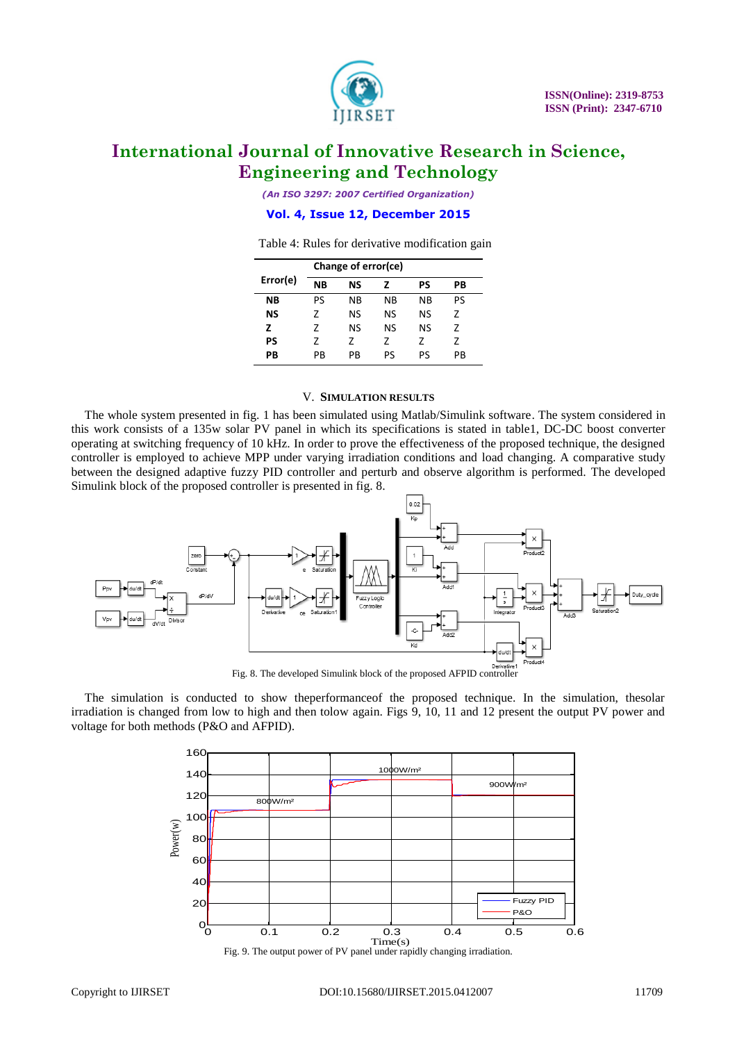Table 4: Rules for derivative modification gain

| Error(e) | Change of error(ce) | | | | |
|---|---|---|---|---|---|
| | NB | NS | Z | PS | PB |
| **NB** | PS | NB | NB | NB | PS |
| **NS** | Z | NS | NS | NS | Z |
| **Z** | Z | NS | NS | NS | Z |
| **PS** | Z | Z | Z | Z | Z |
| **PB** | PB | PB | PS | PS | PB |

## V. SIMULATION RESULTS

The whole system presented in fig. 1 has been simulated using Matlab/Simulink software. The system considered in this work consists of a 135w solar PV panel in which its specifications is stated in table1, DC-DC boost converter operating at switching frequency of 10 kHz. In order to prove the effectiveness of the proposed technique, the designed controller is employed to achieve MPP under varying irradiation conditions and load changing. A comparative study between the designed adaptive fuzzy PID controller and perturb and observe algorithm is performed. The developed Simulink block of the proposed controller is presented in fig. 8.

Fig. 8. The developed Simulink block of the proposed AFPID controller

The simulation is conducted to show theperformanceof the proposed technique. In the simulation, thesolar irradiation is changed from low to high and then tolow again. Figs 9, 10, 11 and 12 present the output PV power and voltage for both methods (P&O and AFPID).

Fig. 9. The output power of PV panel under rapidly changing irradiation.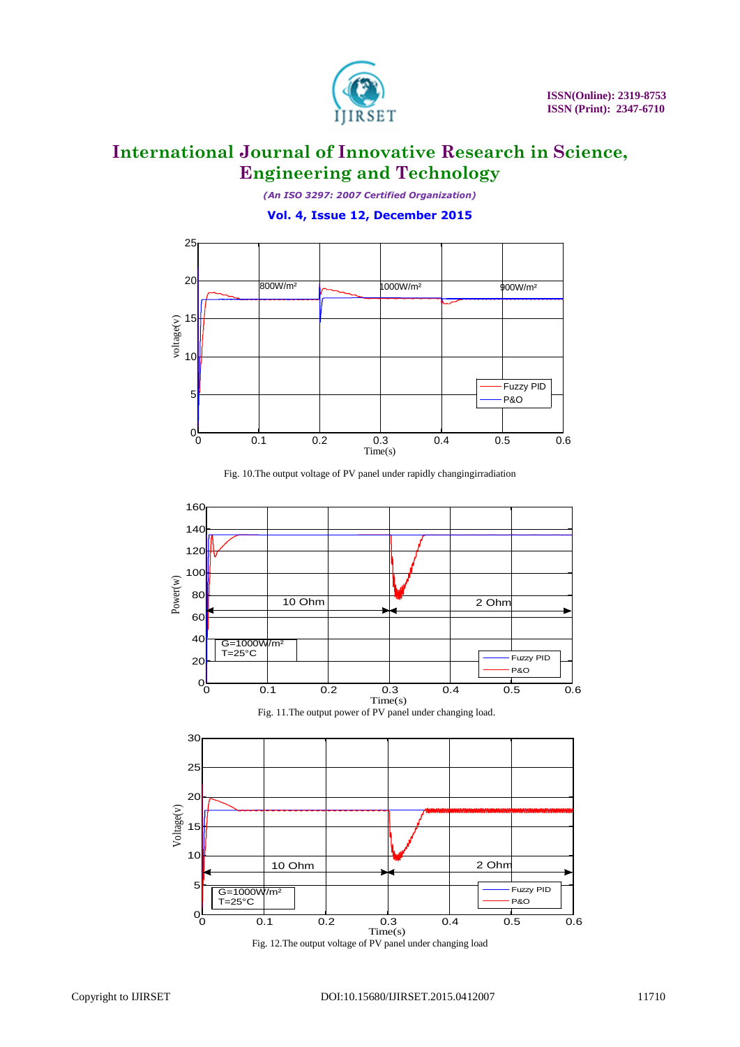Fig. 10.The output voltage of PV panel under rapidly changingirradiation

Fig. 11.The output power of PV panel under changing load.

Fig. 12.The output voltage of PV panel under changing load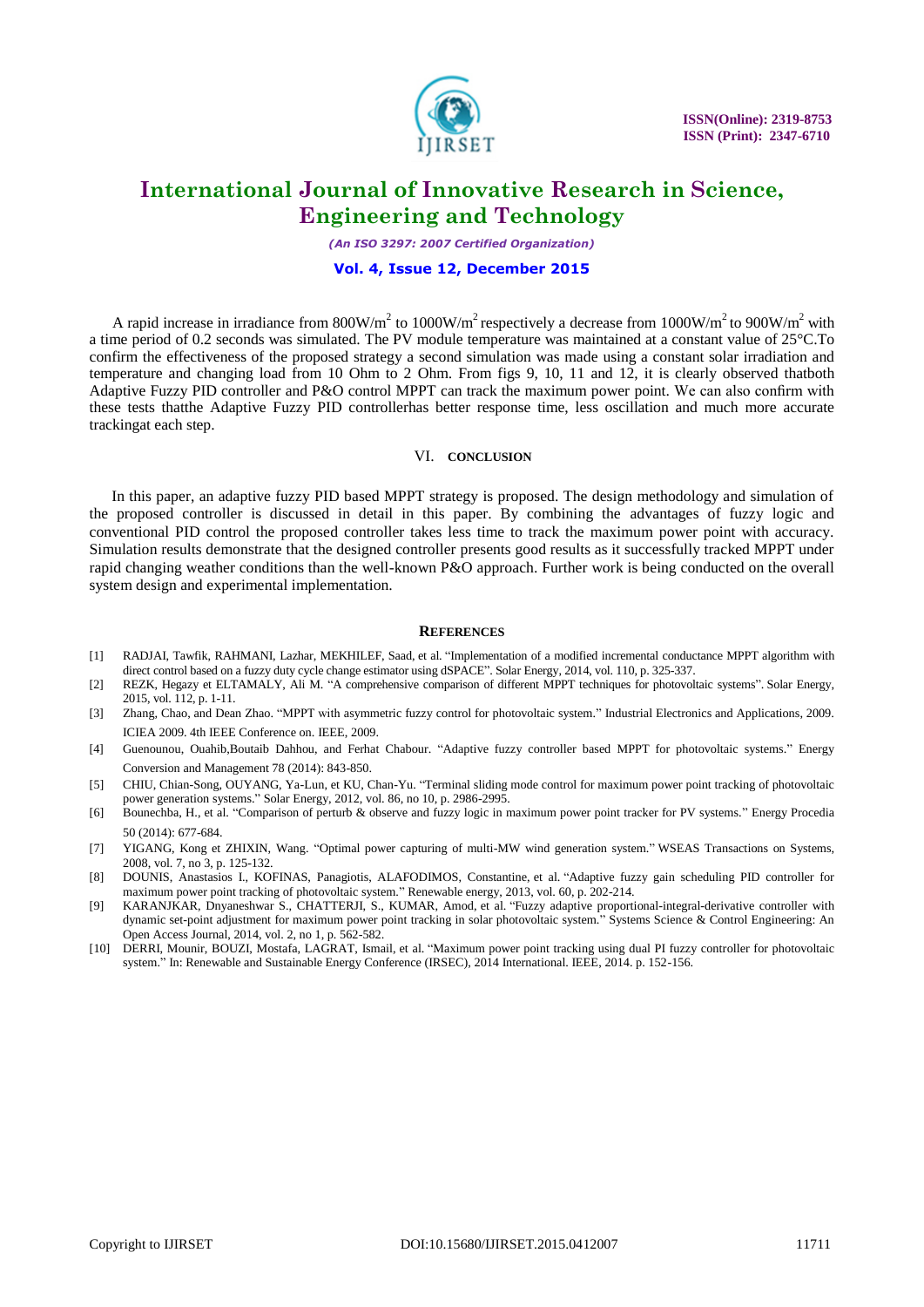A rapid increase in irradiance from 800W/m$^2$ to 1000W/m$^2$ respectively a decrease from 1000W/m$^2$ to 900W/m$^2$ with a time period of 0.2 seconds was simulated. The PV module temperature was maintained at a constant value of 25°C.To confirm the effectiveness of the proposed strategy a second simulation was made using a constant solar irradiation and temperature and changing load from 10 Ohm to 2 Ohm. From figs 9, 10, 11 and 12, it is clearly observed thatboth Adaptive Fuzzy PID controller and P&O control MPPT can track the maximum power point. We can also confirm with these tests thatthe Adaptive Fuzzy PID controllerhas better response time, less oscillation and much more accurate trackingat each step.

## VI. CONCLUSION

In this paper, an adaptive fuzzy PID based MPPT strategy is proposed. The design methodology and simulation of the proposed controller is discussed in detail in this paper. By combining the advantages of fuzzy logic and conventional PID control the proposed controller takes less time to track the maximum power point with accuracy. Simulation results demonstrate that the designed controller presents good results as it successfully tracked MPPT under rapid changing weather conditions than the well-known P&O approach. Further work is being conducted on the overall system design and experimental implementation.

## REFERENCES

[1] RADJAI, Tawfik, RAHMANI, Lazhar, MEKHILEF, Saad, et al. "Implementation of a modified incremental conductance MPPT algorithm with direct control based on a fuzzy duty cycle change estimator using dSPACE". Solar Energy, 2014, vol. 110, p. 325-337.

[2] REZK, Hegazy et ELTAMALY, Ali M. "A comprehensive comparison of different MPPT techniques for photovoltaic systems". Solar Energy, 2015, vol. 112, p. 1-11.

[3] Zhang, Chao, and Dean Zhao. "MPPT with asymmetric fuzzy control for photovoltaic system." Industrial Electronics and Applications, 2009. ICIEA 2009. 4th IEEE Conference on. IEEE, 2009.

[4] Guenounou, Ouahib,Boutaib Dahhou, and Ferhat Chabour. "Adaptive fuzzy controller based MPPT for photovoltaic systems." Energy Conversion and Management 78 (2014): 843-850.

[5] CHIU, Chian-Song, OUYANG, Ya-Lun, et KU, Chan-Yu. "Terminal sliding mode control for maximum power point tracking of photovoltaic power generation systems." Solar Energy, 2012, vol. 86, no 10, p. 2986-2995.

[6] Bounechba, H., et al. "Comparison of perturb & observe and fuzzy logic in maximum power point tracker for PV systems." Energy Procedia 50 (2014): 677-684.

[7] YIGANG, Kong et ZHIXIN, Wang. "Optimal power capturing of multi-MW wind generation system." WSEAS Transactions on Systems, 2008, vol. 7, no 3, p. 125-132.

[8] DOUNIS, Anastasios I., KOFINAS, Panagiotis, ALAFODIMOS, Constantine, et al. "Adaptive fuzzy gain scheduling PID controller for maximum power point tracking of photovoltaic system." Renewable energy, 2013, vol. 60, p. 202-214.

[9] KARANJKAR, Dnyaneshwar S., CHATTERJI, S., KUMAR, Amod, et al. "Fuzzy adaptive proportional-integral-derivative controller with dynamic set-point adjustment for maximum power point tracking in solar photovoltaic system." Systems Science & Control Engineering: An Open Access Journal, 2014, vol. 2, no 1, p. 562-582.

[10] DERRI, Mounir, BOUZI, Mostafa, LAGRAT, Ismail, et al. "Maximum power point tracking using dual PI fuzzy controller for photovoltaic system." In: Renewable and Sustainable Energy Conference (IRSEC), 2014 International. IEEE, 2014. p. 152-156.